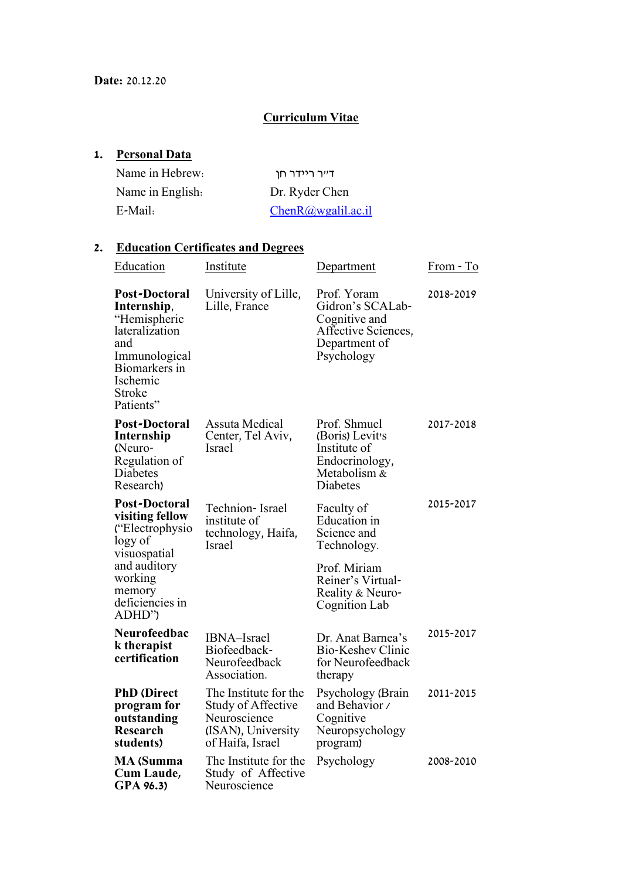**Date:** 20.12.20

## Curriculum Vitae

### 1. Personal Data

| | |
|---|---|
| Name in Hebrew: | ד"רריידר חן |
| Name in English: | Dr. Ryder Chen |
| E-Mail: | ChenR@wgalil.ac.il |

### 2. Education Certificates and Degrees

| Education | Institute | Department | From - To |
|---|---|---|---|
| **Post-Doctoral Internship**, "Hemispheric lateralization and Immunological Biomarkers in Ischemic Stroke Patients" | University of Lille, Lille, France | Prof. Yoram Gidron's SCALab- Cognitive and Affective Sciences, Department of Psychology | 2018-2019 |
| **Post-Doctoral Internship** (Neuro-Regulation of Diabetes Research) | Assuta Medical Center, Tel Aviv, Israel | Prof. Shmuel (Boris) Levit's Institute of Endocrinology, Metabolism & Diabetes | 2017-2018 |
| **Post-Doctoral visiting fellow** ("Electrophysiology of visuospatial and auditory working memory deficiencies in ADHD") | Technion- Israel institute of technology, Haifa, Israel | Faculty of Education in Science and Technology. Prof. Miriam Reiner's Virtual-Reality & Neuro-Cognition Lab | 2015-2017 |
| **Neurofeedback therapist certification** | IBNA–Israel Biofeedback-Neurofeedback Association. | Dr. Anat Barnea's Bio-Keshev Clinic for Neurofeedback therapy | 2015-2017 |
| **PhD (Direct program for outstanding Research students)** | The Institute for the Study of Affective Neuroscience (ISAN), University of Haifa, Israel | Psychology (Brain and Behavior / Cognitive Neuropsychology program) | 2011-2015 |
| **MA (Summa Cum Laude, GPA 96.3)** | The Institute for the Study of Affective Neuroscience | Psychology | 2008-2010 |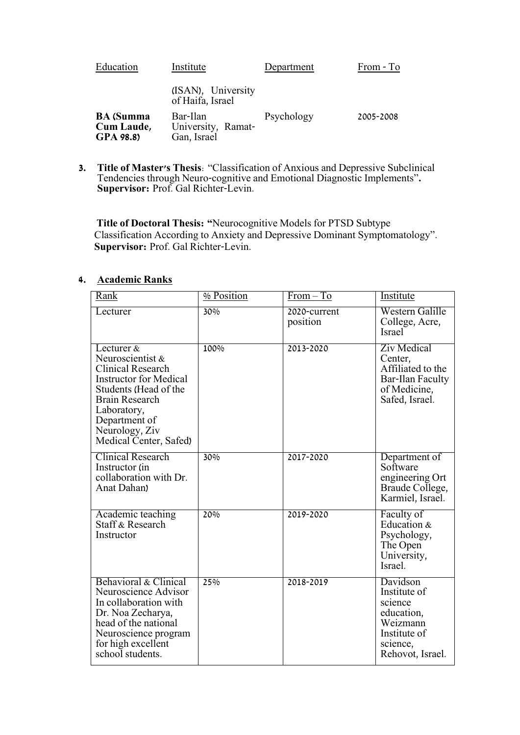| Education | Institute | Department | From - To |
|---|---|---|---|
| | (ISAN), University of Haifa, Israel | | |
| **BA (Summa Cum Laude, GPA 98.8)** | Bar-Ilan University, Ramat-Gan, Israel | Psychology | 2005-2008 |

3. **Title of Master's Thesis**: "Classification of Anxious and Depressive Subclinical Tendencies through Neuro-cognitive and Emotional Diagnostic Implements"**.**
   **Supervisor:** Prof. Gal Richter-Levin.

   **Title of Doctoral Thesis: "**Neurocognitive Models for PTSD Subtype Classification According to Anxiety and Depressive Dominant Symptomatology".
   **Supervisor:** Prof. Gal Richter-Levin.

4. **Academic Ranks**

| Rank | % Position | From – To | Institute |
|---|---|---|---|
| Lecturer | 30% | 2020-current position | Western Galille College, Acre, Israel |
| Lecturer & Neuroscientist & Clinical Research Instructor for Medical Students (Head of the Brain Research Laboratory, Department of Neurology, Ziv Medical Center, Safed) | 100% | 2013-2020 | Ziv Medical Center, Affiliated to the Bar-Ilan Faculty of Medicine, Safed, Israel. |
| Clinical Research Instructor (in collaboration with Dr. Anat Dahan) | 30% | 2017-2020 | Department of Software engineering Ort Braude College, Karmiel, Israel. |
| Academic teaching Staff & Research Instructor | 20% | 2019-2020 | Faculty of Education & Psychology, The Open University, Israel. |
| Behavioral & Clinical Neuroscience Advisor In collaboration with Dr. Noa Zecharya, head of the national Neuroscience program for high excellent school students. | 25% | 2018-2019 | Davidson Institute of science education, Weizmann Institute of science, Rehovot, Israel. |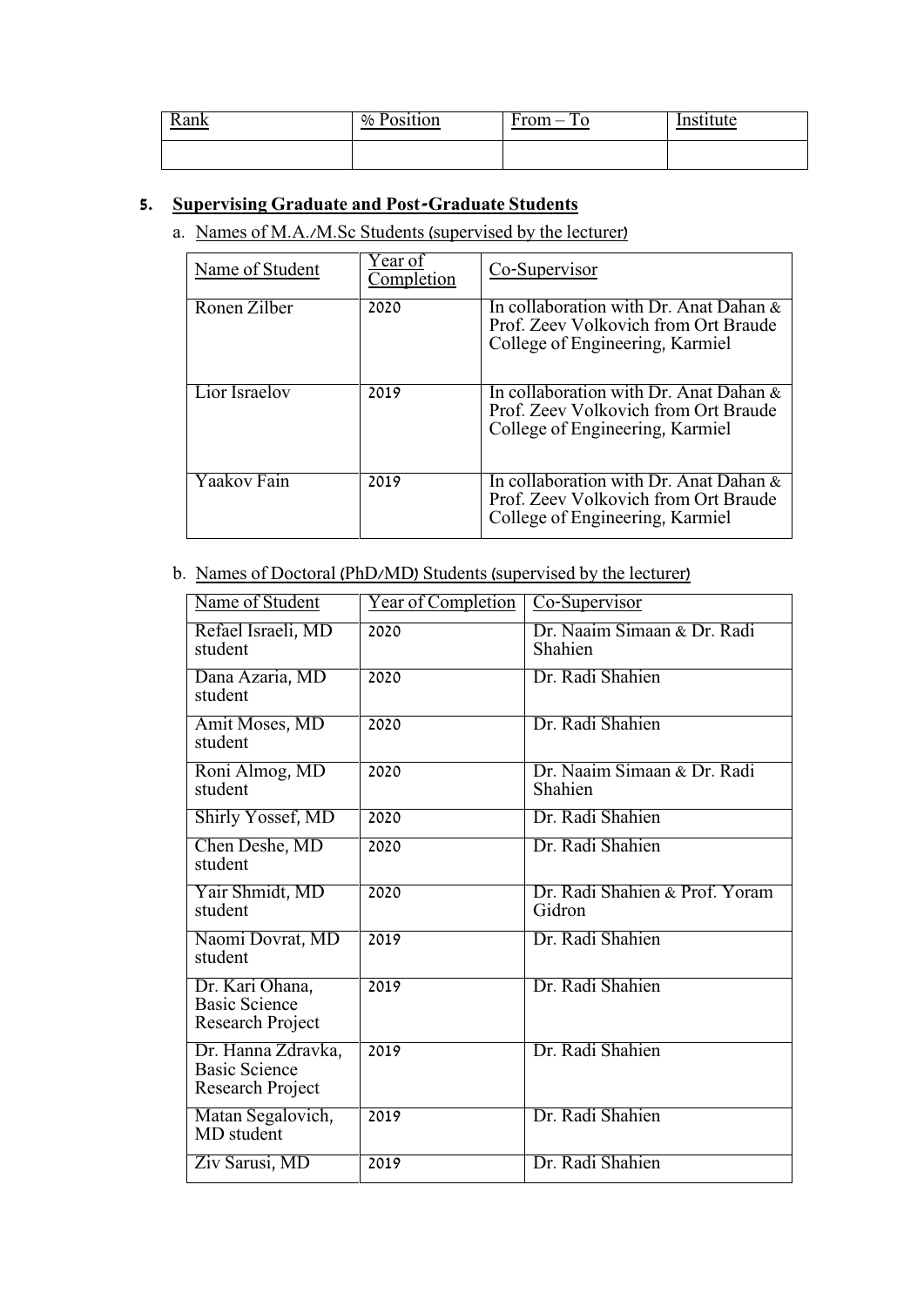| Rank | % Position | From – To | Institute |
|---|---|---|---|
| | | | |

## 5. Supervising Graduate and Post-Graduate Students

a. Names of M.A./M.Sc Students (supervised by the lecturer)

| Name of Student | Year of Completion | Co-Supervisor |
|---|---|---|
| Ronen Zilber | 2020 | In collaboration with Dr. Anat Dahan & Prof. Zeev Volkovich from Ort Braude College of Engineering, Karmiel |
| Lior Israelov | 2019 | In collaboration with Dr. Anat Dahan & Prof. Zeev Volkovich from Ort Braude College of Engineering, Karmiel |
| Yaakov Fain | 2019 | In collaboration with Dr. Anat Dahan & Prof. Zeev Volkovich from Ort Braude College of Engineering, Karmiel |

b. Names of Doctoral (PhD/MD) Students (supervised by the lecturer)

| Name of Student | Year of Completion | Co-Supervisor |
|---|---|---|
| Refael Israeli, MD student | 2020 | Dr. Naaim Simaan & Dr. Radi Shahien |
| Dana Azaria, MD student | 2020 | Dr. Radi Shahien |
| Amit Moses, MD student | 2020 | Dr. Radi Shahien |
| Roni Almog, MD student | 2020 | Dr. Naaim Simaan & Dr. Radi Shahien |
| Shirly Yossef, MD | 2020 | Dr. Radi Shahien |
| Chen Deshe, MD student | 2020 | Dr. Radi Shahien |
| Yair Shmidt, MD student | 2020 | Dr. Radi Shahien & Prof. Yoram Gidron |
| Naomi Dovrat, MD student | 2019 | Dr. Radi Shahien |
| Dr. Kari Ohana, Basic Science Research Project | 2019 | Dr. Radi Shahien |
| Dr. Hanna Zdravka, Basic Science Research Project | 2019 | Dr. Radi Shahien |
| Matan Segalovich, MD student | 2019 | Dr. Radi Shahien |
| Ziv Sarusi, MD | 2019 | Dr. Radi Shahien |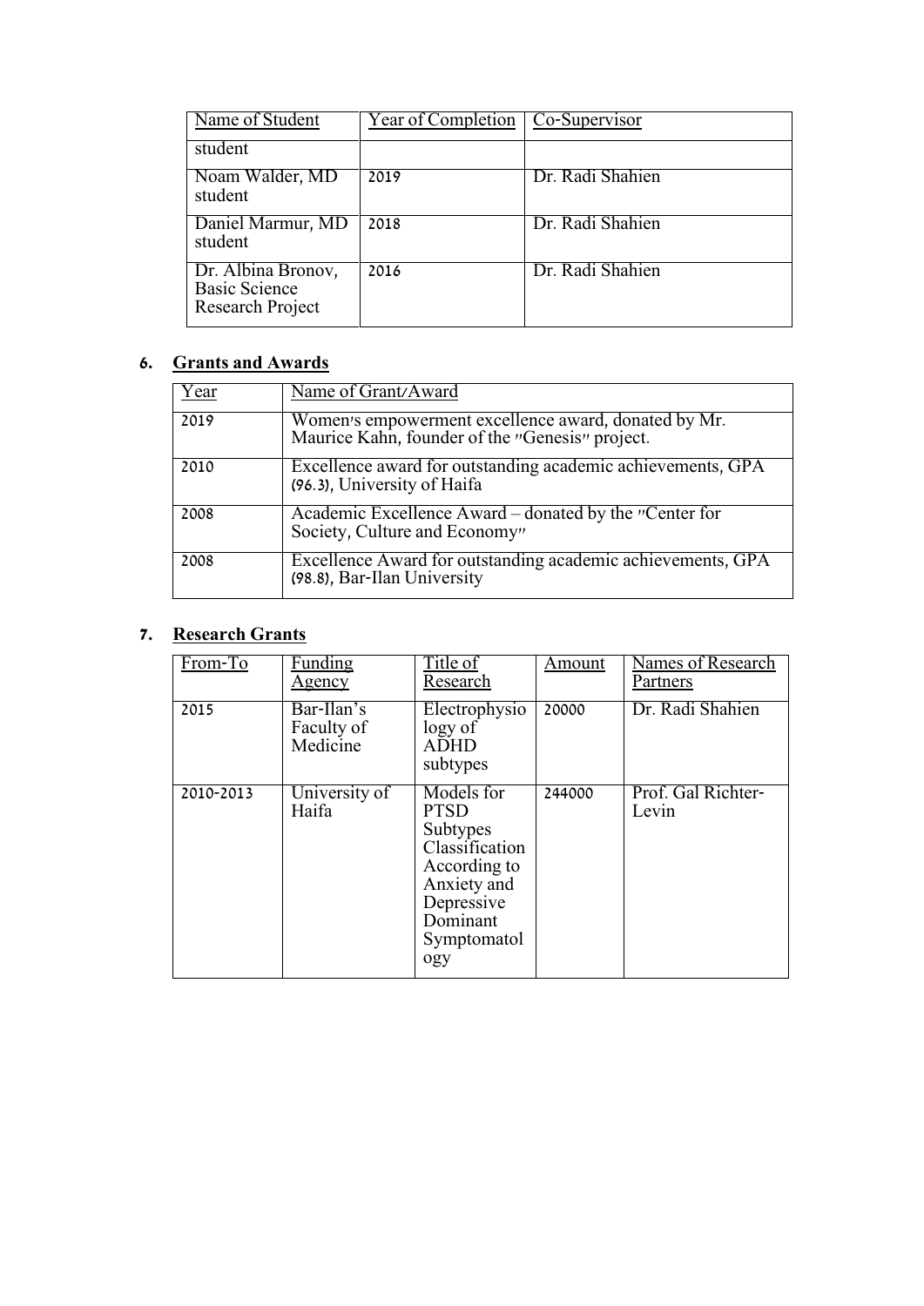| Name of Student | Year of Completion | Co-Supervisor |
|---|---|---|
| student | | |
| Noam Walder, MD student | 2019 | Dr. Radi Shahien |
| Daniel Marmur, MD student | 2018 | Dr. Radi Shahien |
| Dr. Albina Bronov, Basic Science Research Project | 2016 | Dr. Radi Shahien |

## 6. Grants and Awards

| Year | Name of Grant/Award |
|---|---|
| 2019 | Women's empowerment excellence award, donated by Mr. Maurice Kahn, founder of the "Genesis" project. |
| 2010 | Excellence award for outstanding academic achievements, GPA (96.3), University of Haifa |
| 2008 | Academic Excellence Award – donated by the "Center for Society, Culture and Economy" |
| 2008 | Excellence Award for outstanding academic achievements, GPA (98.8), Bar-Ilan University |

## 7. Research Grants

| From-To | Funding Agency | Title of Research | Amount | Names of Research Partners |
|---|---|---|---|---|
| 2015 | Bar-Ilan's Faculty of Medicine | Electrophysiology of ADHD subtypes | 20000 | Dr. Radi Shahien |
| 2010-2013 | University of Haifa | Models for PTSD Subtypes Classification According to Anxiety and Depressive Dominant Symptomatology | 244000 | Prof. Gal Richter-Levin |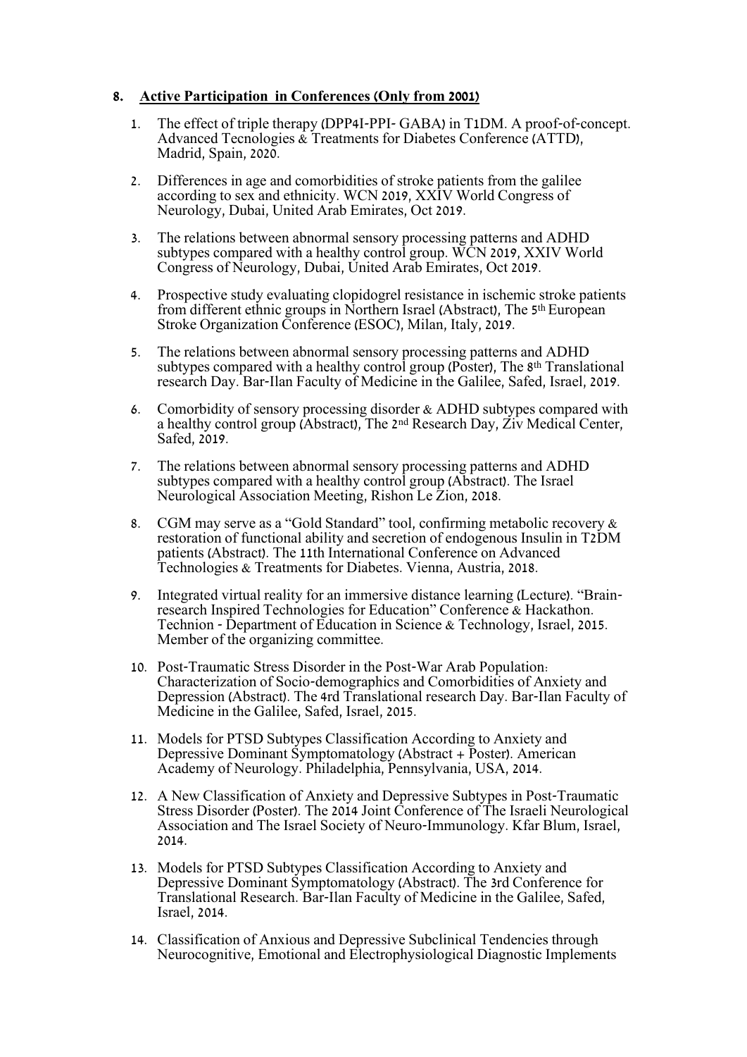## 8. Active Participation in Conferences (Only from 2001)

1. The effect of triple therapy (DPP4I-PPI- GABA) in T1DM. A proof-of-concept. Advanced Tecnologies & Treatments for Diabetes Conference (ATTD), Madrid, Spain, 2020.

2. Differences in age and comorbidities of stroke patients from the galilee according to sex and ethnicity. WCN 2019, XXIV World Congress of Neurology, Dubai, United Arab Emirates, Oct 2019.

3. The relations between abnormal sensory processing patterns and ADHD subtypes compared with a healthy control group. WCN 2019, XXIV World Congress of Neurology, Dubai, United Arab Emirates, Oct 2019.

4. Prospective study evaluating clopidogrel resistance in ischemic stroke patients from different ethnic groups in Northern Israel (Abstract), The 5th European Stroke Organization Conference (ESOC), Milan, Italy, 2019.

5. The relations between abnormal sensory processing patterns and ADHD subtypes compared with a healthy control group (Poster), The 8th Translational research Day. Bar-Ilan Faculty of Medicine in the Galilee, Safed, Israel, 2019.

6. Comorbidity of sensory processing disorder & ADHD subtypes compared with a healthy control group (Abstract), The 2nd Research Day, Ziv Medical Center, Safed, 2019.

7. The relations between abnormal sensory processing patterns and ADHD subtypes compared with a healthy control group (Abstract). The Israel Neurological Association Meeting, Rishon Le Zion, 2018.

8. CGM may serve as a "Gold Standard" tool, confirming metabolic recovery & restoration of functional ability and secretion of endogenous Insulin in T2DM patients (Abstract). The 11th International Conference on Advanced Technologies & Treatments for Diabetes. Vienna, Austria, 2018.

9. Integrated virtual reality for an immersive distance learning (Lecture). "Brain-research Inspired Technologies for Education" Conference & Hackathon. Technion - Department of Education in Science & Technology, Israel, 2015. Member of the organizing committee.

10. Post-Traumatic Stress Disorder in the Post-War Arab Population: Characterization of Socio-demographics and Comorbidities of Anxiety and Depression (Abstract). The 4rd Translational research Day. Bar-Ilan Faculty of Medicine in the Galilee, Safed, Israel, 2015.

11. Models for PTSD Subtypes Classification According to Anxiety and Depressive Dominant Symptomatology (Abstract + Poster). American Academy of Neurology. Philadelphia, Pennsylvania, USA, 2014.

12. A New Classification of Anxiety and Depressive Subtypes in Post-Traumatic Stress Disorder (Poster). The 2014 Joint Conference of The Israeli Neurological Association and The Israel Society of Neuro-Immunology. Kfar Blum, Israel, 2014.

13. Models for PTSD Subtypes Classification According to Anxiety and Depressive Dominant Symptomatology (Abstract). The 3rd Conference for Translational Research. Bar-Ilan Faculty of Medicine in the Galilee, Safed, Israel, 2014.

14. Classification of Anxious and Depressive Subclinical Tendencies through Neurocognitive, Emotional and Electrophysiological Diagnostic Implements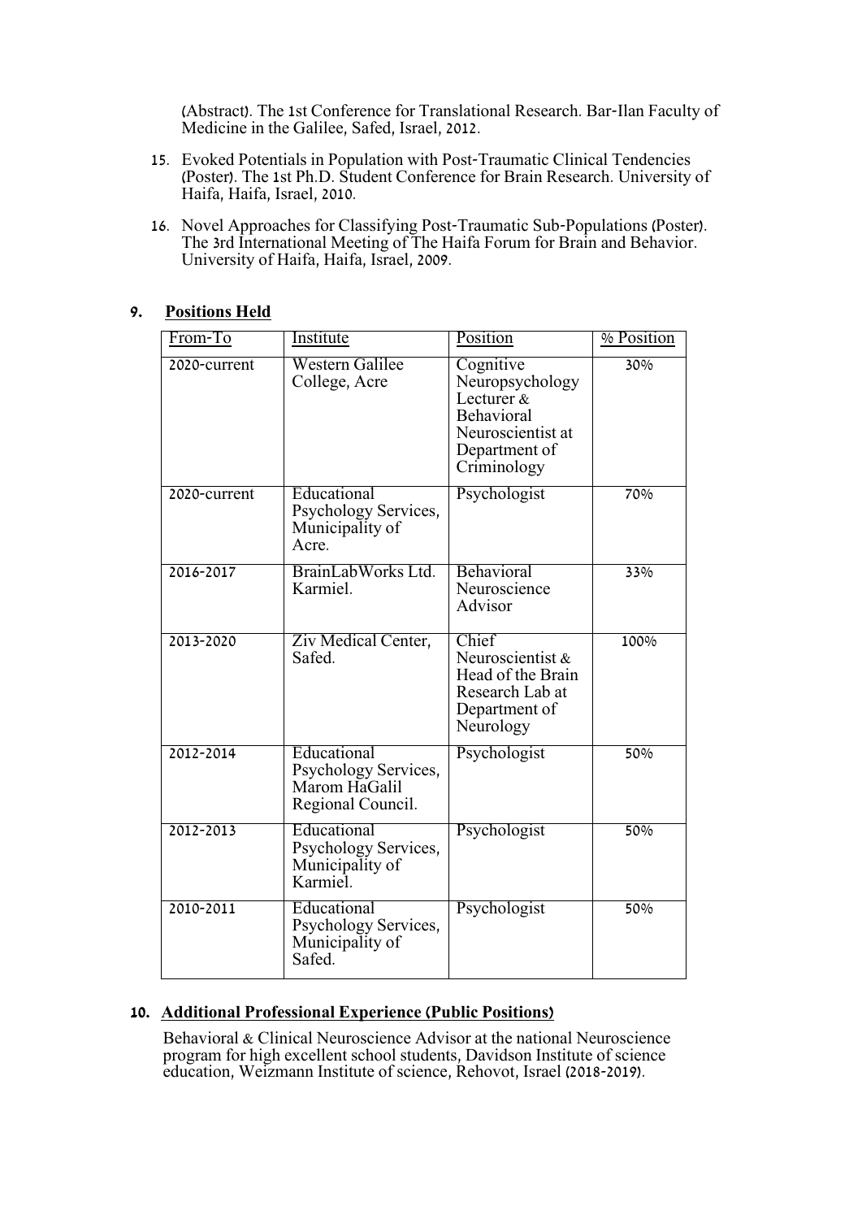(Abstract). The 1st Conference for Translational Research. Bar-Ilan Faculty of Medicine in the Galilee, Safed, Israel, 2012.

15. Evoked Potentials in Population with Post-Traumatic Clinical Tendencies (Poster). The 1st Ph.D. Student Conference for Brain Research. University of Haifa, Haifa, Israel, 2010.

16. Novel Approaches for Classifying Post-Traumatic Sub-Populations (Poster). The 3rd International Meeting of The Haifa Forum for Brain and Behavior. University of Haifa, Haifa, Israel, 2009.

## 9. Positions Held

| From-To | Institute | Position | % Position |
|---|---|---|---|
| 2020-current | Western Galilee College, Acre | Cognitive Neuropsychology Lecturer & Behavioral Neuroscientist at Department of Criminology | 30% |
| 2020-current | Educational Psychology Services, Municipality of Acre. | Psychologist | 70% |
| 2016-2017 | BrainLabWorks Ltd. Karmiel. | Behavioral Neuroscience Advisor | 33% |
| 2013-2020 | Ziv Medical Center, Safed. | Chief Neuroscientist & Head of the Brain Research Lab at Department of Neurology | 100% |
| 2012-2014 | Educational Psychology Services, Marom HaGalil Regional Council. | Psychologist | 50% |
| 2012-2013 | Educational Psychology Services, Municipality of Karmiel. | Psychologist | 50% |
| 2010-2011 | Educational Psychology Services, Municipality of Safed. | Psychologist | 50% |

## 10. Additional Professional Experience (Public Positions)

Behavioral & Clinical Neuroscience Advisor at the national Neuroscience program for high excellent school students, Davidson Institute of science education, Weizmann Institute of science, Rehovot, Israel (2018-2019).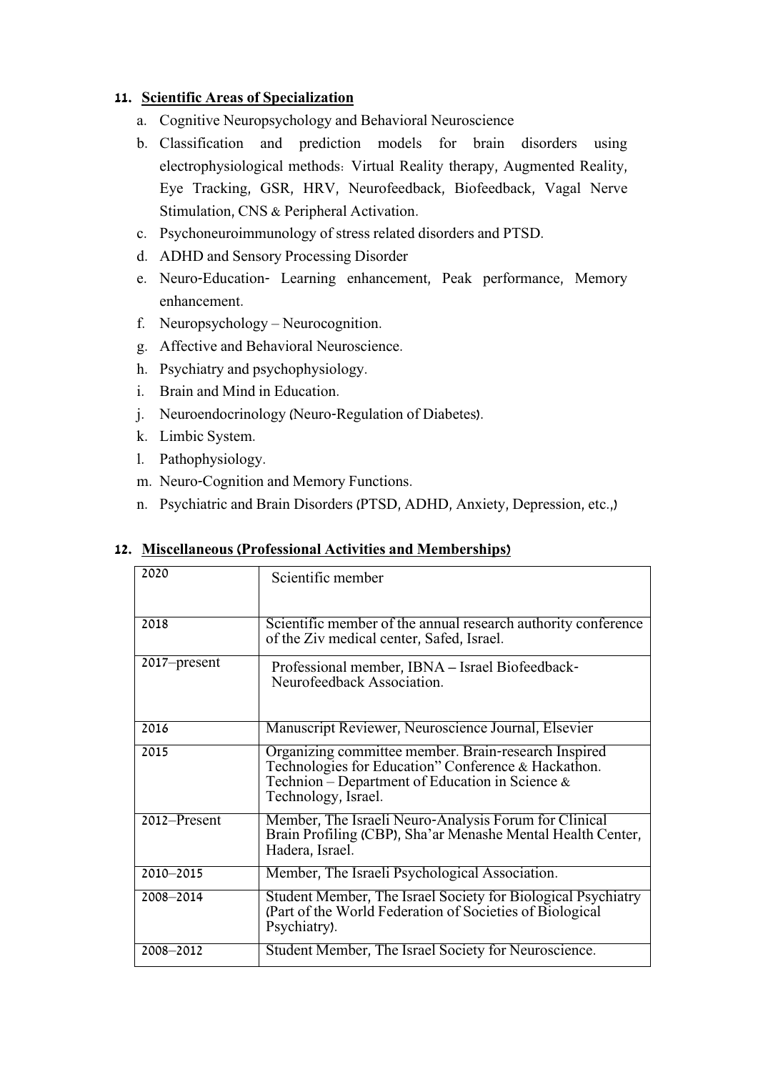## 11. Scientific Areas of Specialization

a. Cognitive Neuropsychology and Behavioral Neuroscience
b. Classification and prediction models for brain disorders using electrophysiological methods: Virtual Reality therapy, Augmented Reality, Eye Tracking, GSR, HRV, Neurofeedback, Biofeedback, Vagal Nerve Stimulation, CNS & Peripheral Activation.
c. Psychoneuroimmunology of stress related disorders and PTSD.
d. ADHD and Sensory Processing Disorder
e. Neuro-Education- Learning enhancement, Peak performance, Memory enhancement.
f. Neuropsychology – Neurocognition.
g. Affective and Behavioral Neuroscience.
h. Psychiatry and psychophysiology.
i. Brain and Mind in Education.
j. Neuroendocrinology (Neuro-Regulation of Diabetes).
k. Limbic System.
l. Pathophysiology.
m. Neuro-Cognition and Memory Functions.
n. Psychiatric and Brain Disorders (PTSD, ADHD, Anxiety, Depression, etc.,)

## 12. Miscellaneous (Professional Activities and Memberships)

| | |
|---|---|
| 2020 | Scientific member |
| 2018 | Scientific member of the annual research authority conference of the Ziv medical center, Safed, Israel. |
| 2017–present | Professional member, IBNA – Israel Biofeedback-Neurofeedback Association. |
| 2016 | Manuscript Reviewer, Neuroscience Journal, Elsevier |
| 2015 | Organizing committee member. Brain-research Inspired Technologies for Education" Conference & Hackathon. Technion – Department of Education in Science & Technology, Israel. |
| 2012–Present | Member, The Israeli Neuro-Analysis Forum for Clinical Brain Profiling (CBP), Sha'ar Menashe Mental Health Center, Hadera, Israel. |
| 2010–2015 | Member, The Israeli Psychological Association. |
| 2008–2014 | Student Member, The Israel Society for Biological Psychiatry (Part of the World Federation of Societies of Biological Psychiatry). |
| 2008–2012 | Student Member, The Israel Society for Neuroscience. |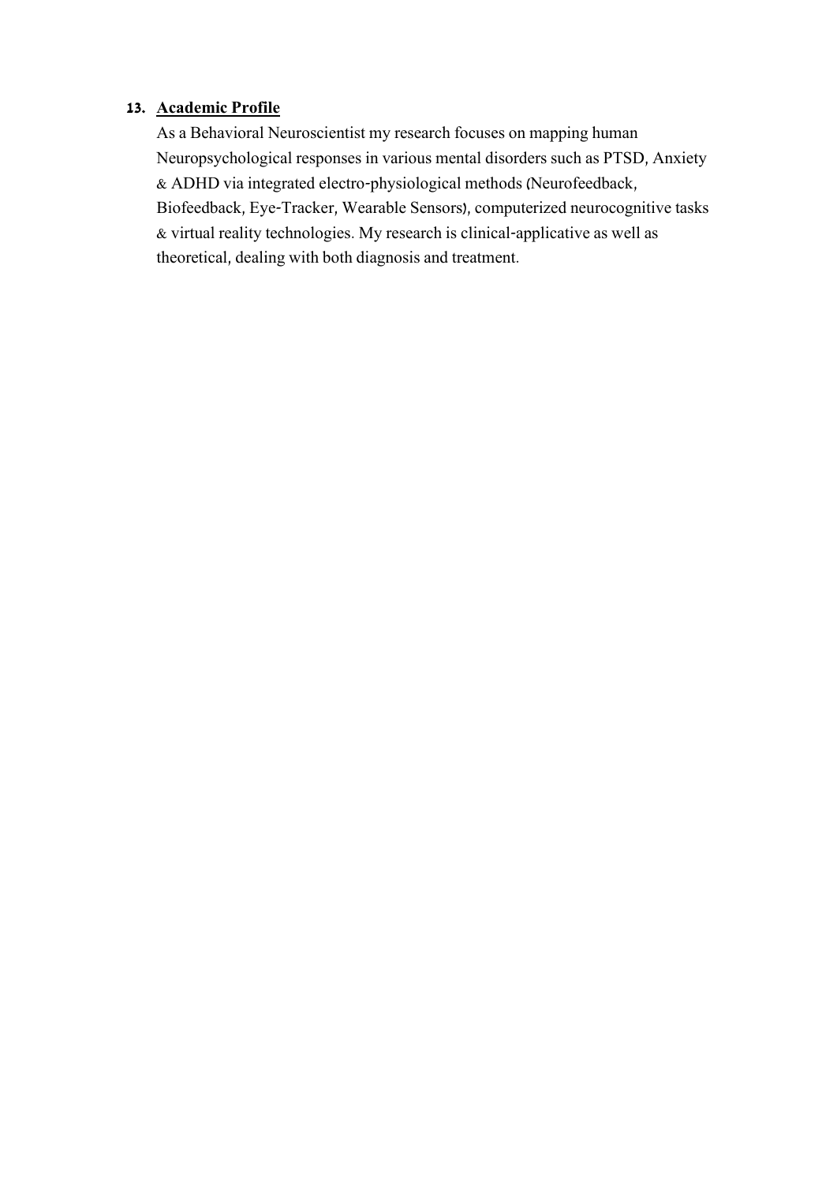## 13. Academic Profile

As a Behavioral Neuroscientist my research focuses on mapping human Neuropsychological responses in various mental disorders such as PTSD, Anxiety & ADHD via integrated electro-physiological methods (Neurofeedback, Biofeedback, Eye-Tracker, Wearable Sensors), computerized neurocognitive tasks & virtual reality technologies. My research is clinical-applicative as well as theoretical, dealing with both diagnosis and treatment.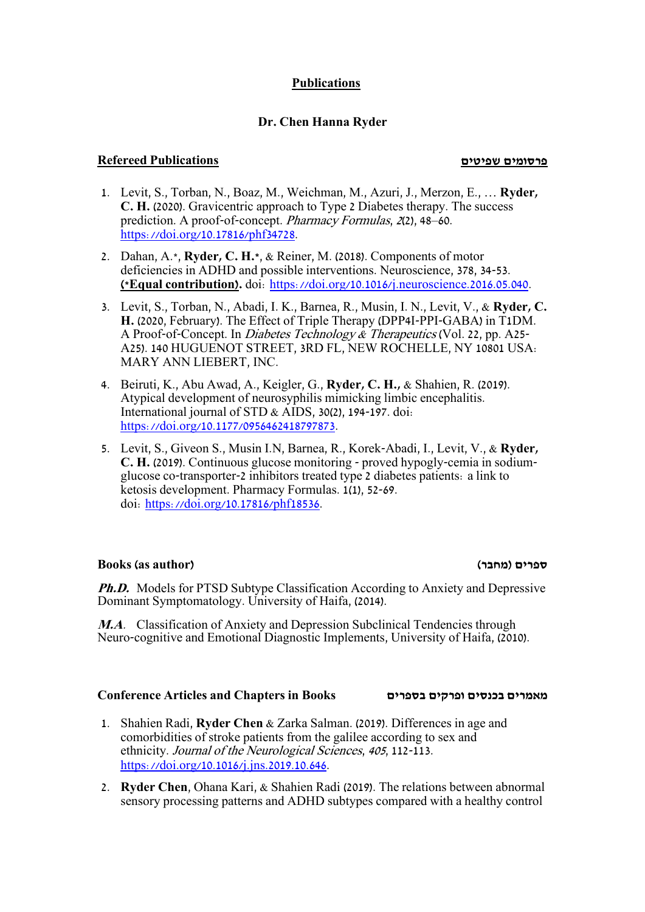## Publications

### Dr. Chen Hanna Ryder

**Refereed Publications** **פרסומים שפיטים**

1. Levit, S., Torban, N., Boaz, M., Weichman, M., Azuri, J., Merzon, E., … **Ryder, C. H.** (2020). Gravicentric approach to Type 2 Diabetes therapy. The success prediction. A proof-of-concept. *Pharmacy Formulas*, *2*(2), 48–60. https://doi.org/10.17816/phf34728.

2. Dahan, A.*, **Ryder, C. H.***, & Reiner, M. (2018). Components of motor deficiencies in ADHD and possible interventions. Neuroscience, 378, 34-53. **(*Equal contribution).** doi: https://doi.org/10.1016/j.neuroscience.2016.05.040.

3. Levit, S., Torban, N., Abadi, I. K., Barnea, R., Musin, I. N., Levit, V., & **Ryder, C. H.** (2020, February). The Effect of Triple Therapy (DPP4I-PPI-GABA) in T1DM. A Proof-of-Concept. In *Diabetes Technology & Therapeutics* (Vol. 22, pp. A25-A25). 140 HUGUENOT STREET, 3RD FL, NEW ROCHELLE, NY 10801 USA: MARY ANN LIEBERT, INC.

4. Beiruti, K., Abu Awad, A., Keigler, G., **Ryder, C. H.**, & Shahien, R. (2019). Atypical development of neurosyphilis mimicking limbic encephalitis. International journal of STD & AIDS, 30(2), 194-197. doi: https://doi.org/10.1177/0956462418797873.

5. Levit, S., Giveon S., Musin I.N, Barnea, R., Korek-Abadi, I., Levit, V., & **Ryder, C. H.** (2019). Continuous glucose monitoring - proved hypogly-cemia in sodium-glucose co-transporter-2 inhibitors treated type 2 diabetes patients: a link to ketosis development. Pharmacy Formulas. 1(1), 52-69. doi: https://doi.org/10.17816/phf18536.

**Books (as author)** **ספרים (מחבר)**

***Ph.D.*** Models for PTSD Subtype Classification According to Anxiety and Depressive Dominant Symptomatology. University of Haifa, (2014).

***M.A***. Classification of Anxiety and Depression Subclinical Tendencies through Neuro-cognitive and Emotional Diagnostic Implements, University of Haifa, (2010).

**Conference Articles and Chapters in Books** **מאמרים בכנסים ופרקים בספרים**

1. Shahien Radi, **Ryder Chen** & Zarka Salman. (2019). Differences in age and comorbidities of stroke patients from the galilee according to sex and ethnicity. *Journal of the Neurological Sciences*, *405*, 112-113. https://doi.org/10.1016/j.jns.2019.10.646.

2. **Ryder Chen**, Ohana Kari, & Shahien Radi (2019). The relations between abnormal sensory processing patterns and ADHD subtypes compared with a healthy control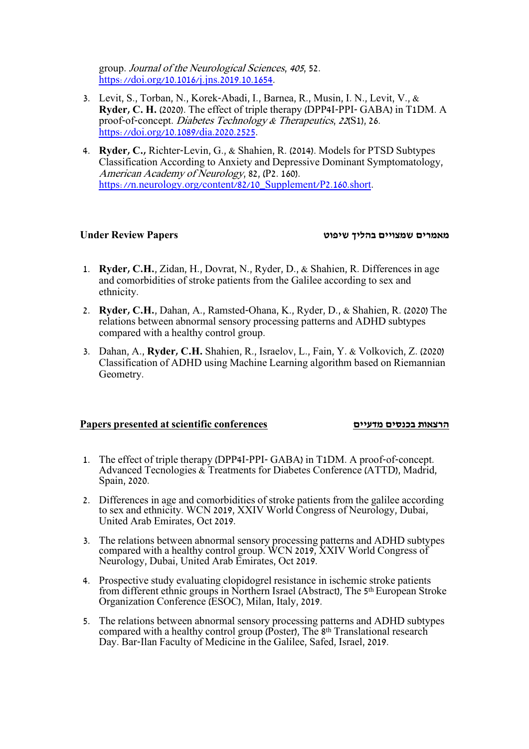group. *Journal of the Neurological Sciences*, *405*, 52. https://doi.org/10.1016/j.jns.2019.10.1654.

3. Levit, S., Torban, N., Korek-Abadi, I., Barnea, R., Musin, I. N., Levit, V., & **Ryder, C. H.** (2020). The effect of triple therapy (DPP4I-PPI- GABA) in T1DM. A proof-of-concept. *Diabetes Technology & Therapeutics*, *22*(S1), 26. https://doi.org/10.1089/dia.2020.2525.

4. **Ryder, C.,** Richter-Levin, G., & Shahien, R. (2014). Models for PTSD Subtypes Classification According to Anxiety and Depressive Dominant Symptomatology, *American Academy of Neurology*, 82, (P2. 160). https://n.neurology.org/content/82/10_Supplement/P2.160.short.

## Under Review Papers — מאמרים שמצויים בהליך שיפוט

1. **Ryder, C.H.**, Zidan, H., Dovrat, N., Ryder, D., & Shahien, R. Differences in age and comorbidities of stroke patients from the Galilee according to sex and ethnicity.

2. **Ryder, C.H.**, Dahan, A., Ramsted-Ohana, K., Ryder, D., & Shahien, R. (2020) The relations between abnormal sensory processing patterns and ADHD subtypes compared with a healthy control group.

3. Dahan, A., **Ryder, C.H.** Shahien, R., Israelov, L., Fain, Y. & Volkovich, Z. (2020) Classification of ADHD using Machine Learning algorithm based on Riemannian Geometry.

## Papers presented at scientific conferences — הרצאות בכנסים מדעיים

1. The effect of triple therapy (DPP4I-PPI- GABA) in T1DM. A proof-of-concept. Advanced Tecnologies & Treatments for Diabetes Conference (ATTD), Madrid, Spain, 2020.

2. Differences in age and comorbidities of stroke patients from the galilee according to sex and ethnicity. WCN 2019, XXIV World Congress of Neurology, Dubai, United Arab Emirates, Oct 2019.

3. The relations between abnormal sensory processing patterns and ADHD subtypes compared with a healthy control group. WCN 2019, XXIV World Congress of Neurology, Dubai, United Arab Emirates, Oct 2019.

4. Prospective study evaluating clopidogrel resistance in ischemic stroke patients from different ethnic groups in Northern Israel (Abstract), The 5th European Stroke Organization Conference (ESOC), Milan, Italy, 2019.

5. The relations between abnormal sensory processing patterns and ADHD subtypes compared with a healthy control group (Poster), The 8th Translational research Day. Bar-Ilan Faculty of Medicine in the Galilee, Safed, Israel, 2019.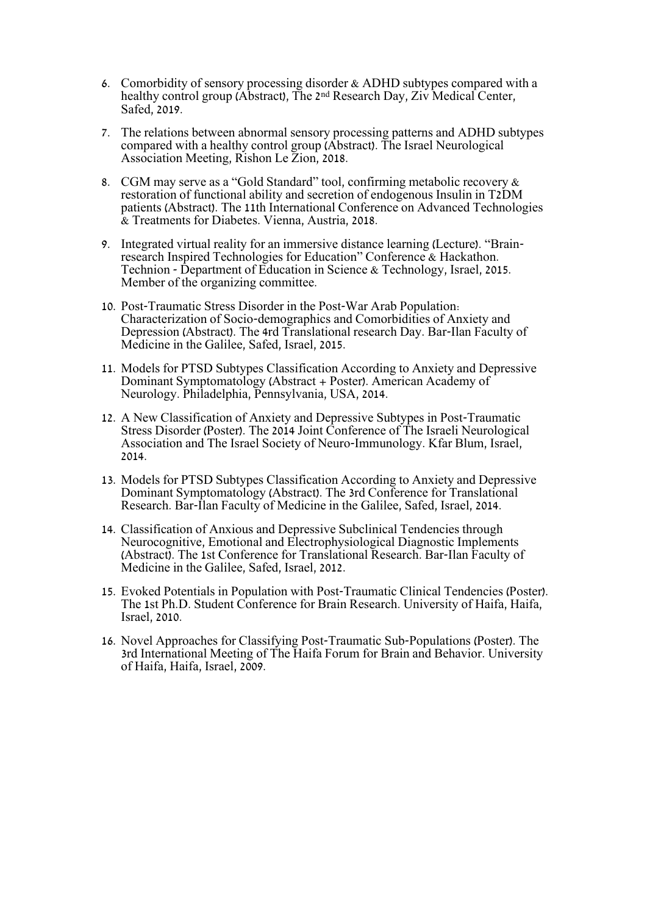6. Comorbidity of sensory processing disorder & ADHD subtypes compared with a healthy control group (Abstract), The 2nd Research Day, Ziv Medical Center, Safed, 2019.

7. The relations between abnormal sensory processing patterns and ADHD subtypes compared with a healthy control group (Abstract). The Israel Neurological Association Meeting, Rishon Le Zion, 2018.

8. CGM may serve as a "Gold Standard" tool, confirming metabolic recovery & restoration of functional ability and secretion of endogenous Insulin in T2DM patients (Abstract). The 11th International Conference on Advanced Technologies & Treatments for Diabetes. Vienna, Austria, 2018.

9. Integrated virtual reality for an immersive distance learning (Lecture). "Brain-research Inspired Technologies for Education" Conference & Hackathon. Technion - Department of Education in Science & Technology, Israel, 2015. Member of the organizing committee.

10. Post-Traumatic Stress Disorder in the Post-War Arab Population: Characterization of Socio-demographics and Comorbidities of Anxiety and Depression (Abstract). The 4rd Translational research Day. Bar-Ilan Faculty of Medicine in the Galilee, Safed, Israel, 2015.

11. Models for PTSD Subtypes Classification According to Anxiety and Depressive Dominant Symptomatology (Abstract + Poster). American Academy of Neurology. Philadelphia, Pennsylvania, USA, 2014.

12. A New Classification of Anxiety and Depressive Subtypes in Post-Traumatic Stress Disorder (Poster). The 2014 Joint Conference of The Israeli Neurological Association and The Israel Society of Neuro-Immunology. Kfar Blum, Israel, 2014.

13. Models for PTSD Subtypes Classification According to Anxiety and Depressive Dominant Symptomatology (Abstract). The 3rd Conference for Translational Research. Bar-Ilan Faculty of Medicine in the Galilee, Safed, Israel, 2014.

14. Classification of Anxious and Depressive Subclinical Tendencies through Neurocognitive, Emotional and Electrophysiological Diagnostic Implements (Abstract). The 1st Conference for Translational Research. Bar-Ilan Faculty of Medicine in the Galilee, Safed, Israel, 2012.

15. Evoked Potentials in Population with Post-Traumatic Clinical Tendencies (Poster). The 1st Ph.D. Student Conference for Brain Research. University of Haifa, Haifa, Israel, 2010.

16. Novel Approaches for Classifying Post-Traumatic Sub-Populations (Poster). The 3rd International Meeting of The Haifa Forum for Brain and Behavior. University of Haifa, Haifa, Israel, 2009.